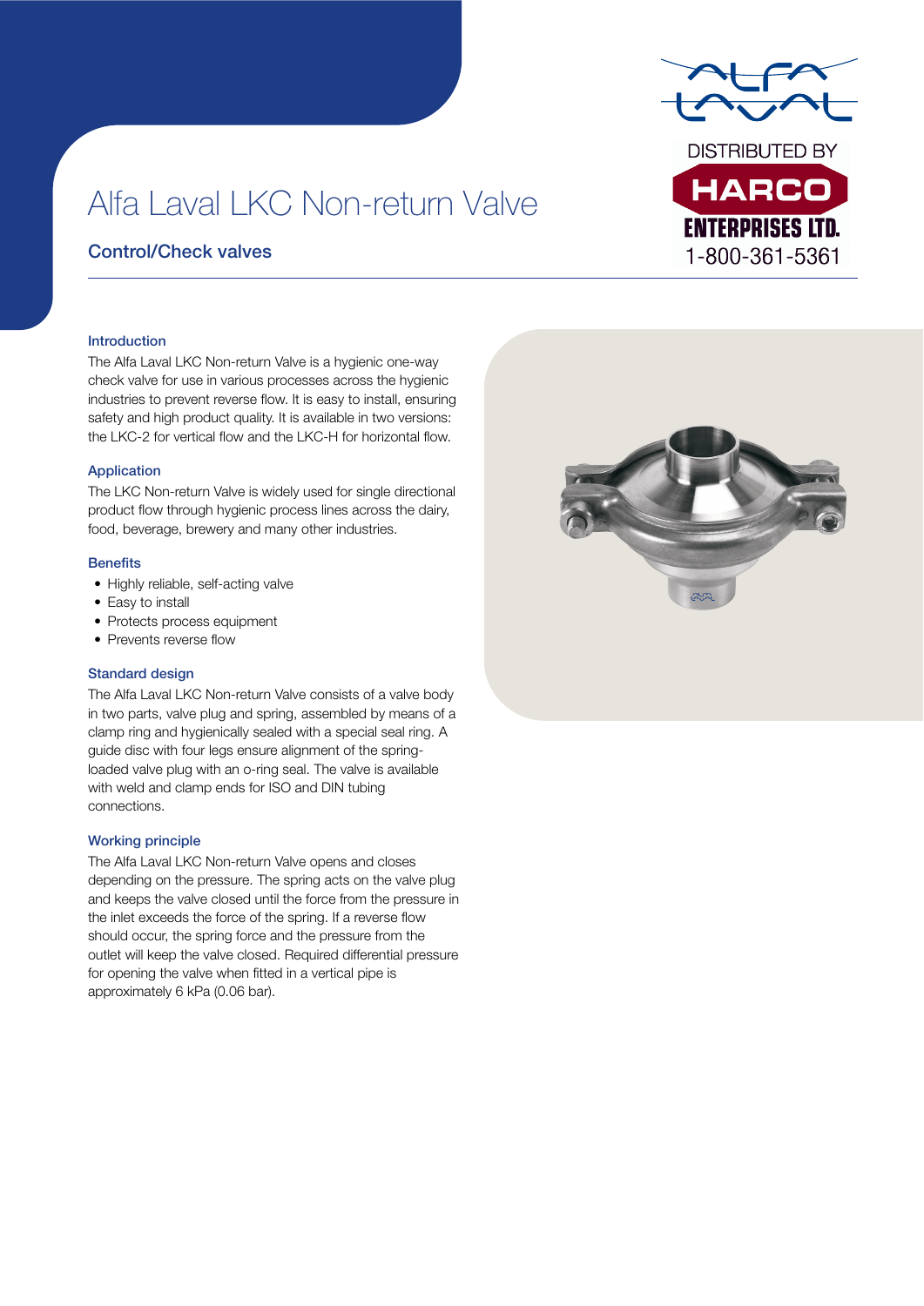# Alfa Laval LKC Non-return Valve

## Control/Check valves

DISTRIBUTED BY HARCO ENTERPRISES LTD. 1-800-361-5361

### Introduction

The Alfa Laval LKC Non-return Valve is a hygienic one-way check valve for use in various processes across the hygienic industries to prevent reverse flow. It is easy to install, ensuring safety and high product quality. It is available in two versions: the LKC-2 for vertical flow and the LKC-H for horizontal flow.

### Application

The LKC Non-return Valve is widely used for single directional product flow through hygienic process lines across the dairy, food, beverage, brewery and many other industries.

### Benefits

- Highly reliable, self-acting valve
- Easy to install
- Protects process equipment
- Prevents reverse flow

### Standard design

The Alfa Laval LKC Non-return Valve consists of a valve body in two parts, valve plug and spring, assembled by means of a clamp ring and hygienically sealed with a special seal ring. A guide disc with four legs ensure alignment of the spring-loaded valve plug with an o-ring seal. The valve is available with weld and clamp ends for ISO and DIN tubing connections.

### Working principle

The Alfa Laval LKC Non-return Valve opens and closes depending on the pressure. The spring acts on the valve plug and keeps the valve closed until the force from the pressure in the inlet exceeds the force of the spring. If a reverse flow should occur, the spring force and the pressure from the outlet will keep the valve closed. Required differential pressure for opening the valve when fitted in a vertical pipe is approximately 6 kPa (0.06 bar).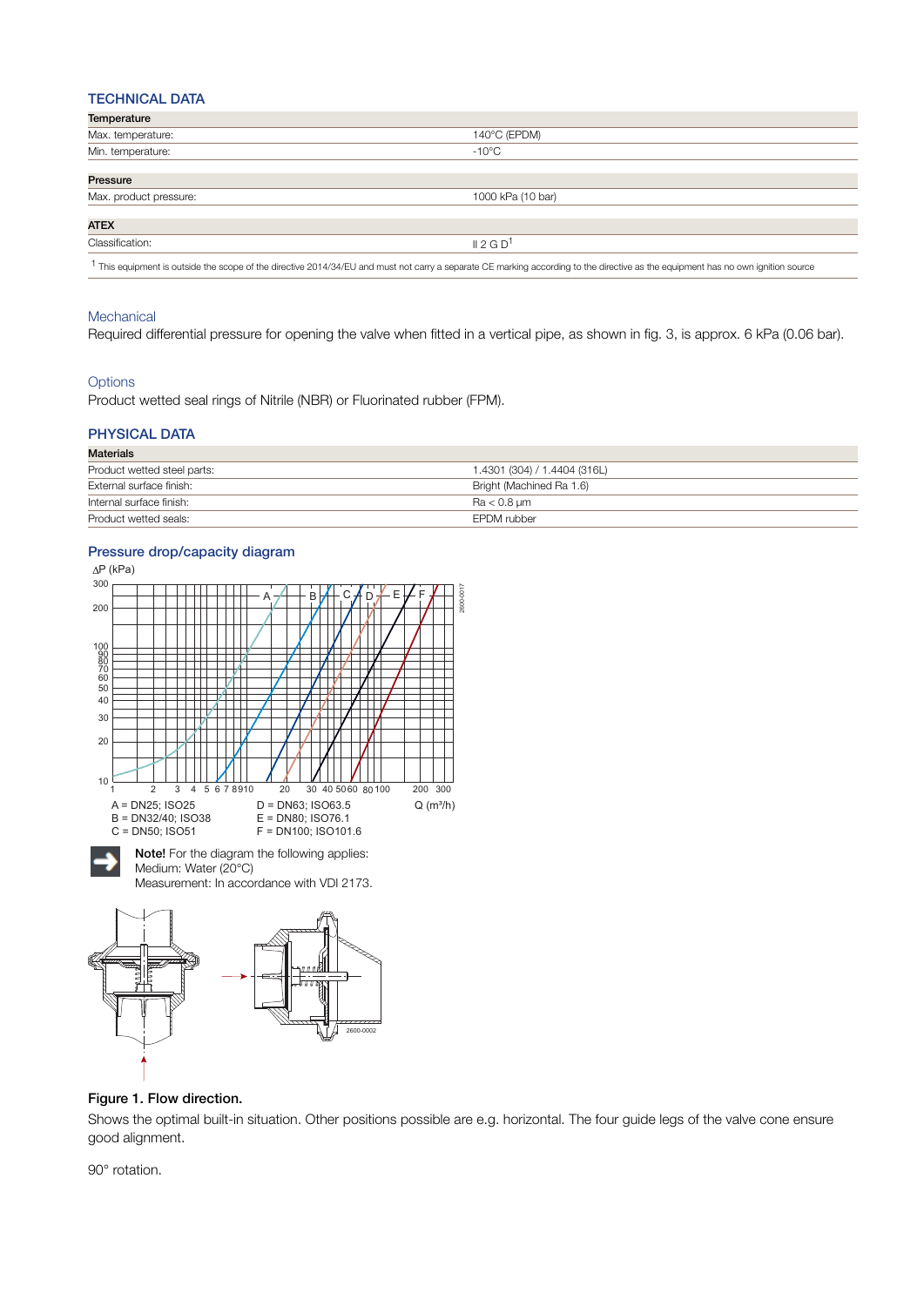## TECHNICAL DATA

| Temperature | |
|---|---|
| Max. temperature: | 140°C (EPDM) |
| Min. temperature: | -10°C |

| Pressure | |
|---|---|
| Max. product pressure: | 1000 kPa (10 bar) |

| ATEX | |
|---|---|
| Classification: | II 2 G D[1] |

[1] This equipment is outside the scope of the directive 2014/34/EU and must not carry a separate CE marking according to the directive as the equipment has no own ignition source

### Mechanical

Required differential pressure for opening the valve when fitted in a vertical pipe, as shown in fig. 3, is approx. 6 kPa (0.06 bar).

### Options

Product wetted seal rings of Nitrile (NBR) or Fluorinated rubber (FPM).

## PHYSICAL DATA

| Materials | |
|---|---|
| Product wetted steel parts: | 1.4301 (304) / 1.4404 (316L) |
| External surface finish: | Bright (Machined Ra 1.6) |
| Internal surface finish: | Ra < 0.8 µm |
| Product wetted seals: | EPDM rubber |

### Pressure drop/capacity diagram

A = DN25; ISO25
B = DN32/40; ISO38
C = DN50; ISO51
D = DN63; ISO63.5
E = DN80; ISO76.1
F = DN100; ISO101.6

**Note!** For the diagram the following applies:
Medium: Water (20°C)
Measurement: In accordance with VDI 2173.

**Figure 1. Flow direction.**

Shows the optimal built-in situation. Other positions possible are e.g. horizontal. The four guide legs of the valve cone ensure good alignment.

90° rotation.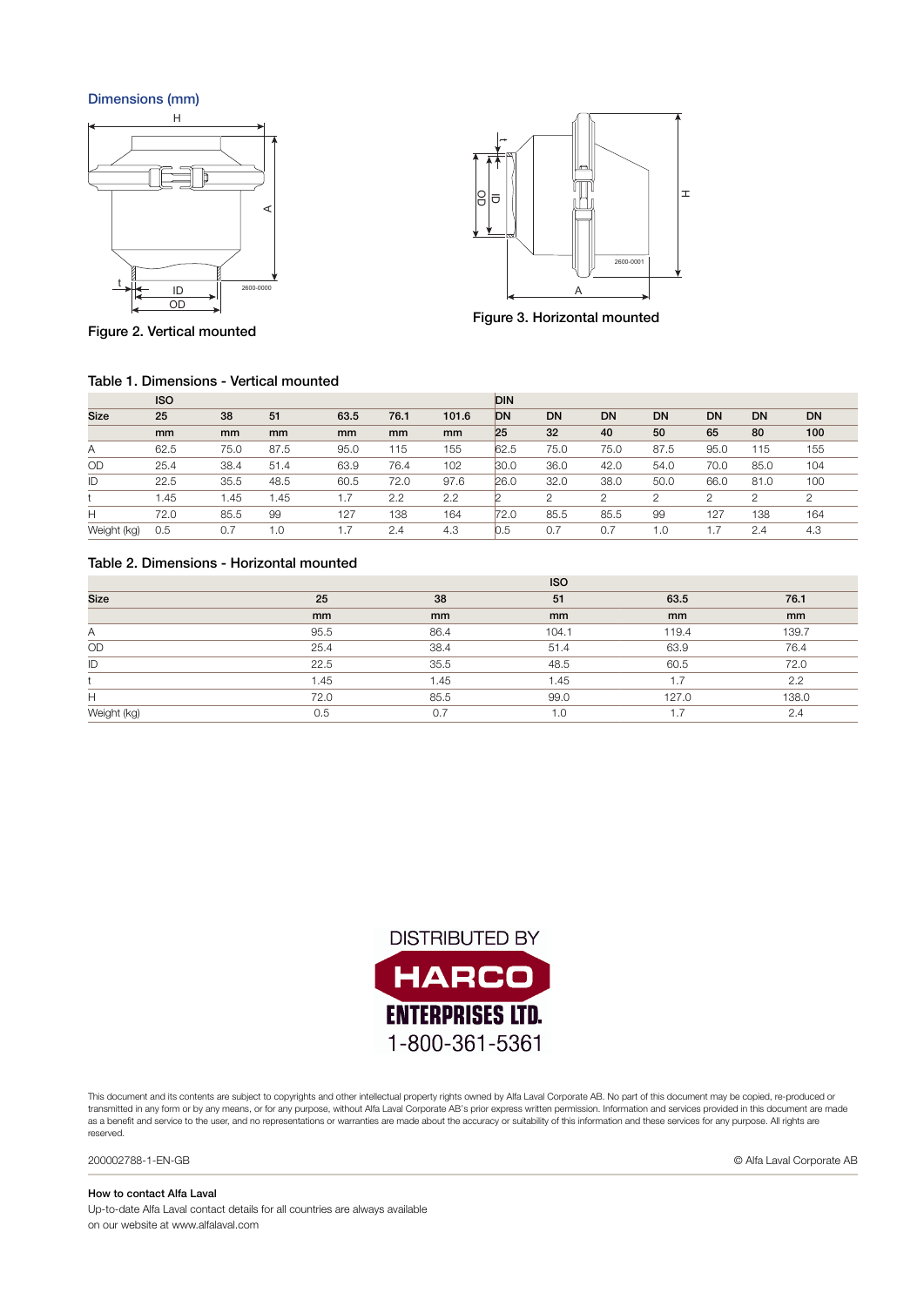## Dimensions (mm)

H

A

t

ID

OD

2600-0000

Figure 2. Vertical mounted

t

OD

ID

H

2600-0001

A

Figure 3. Horizontal mounted

### Table 1. Dimensions - Vertical mounted

| | ISO | | | | | | DIN | | | | | | |
|---|---|---|---|---|---|---|---|---|---|---|---|---|---|
| **Size** | **25** | **38** | **51** | **63.5** | **76.1** | **101.6** | **DN 25** | **DN 32** | **DN 40** | **DN 50** | **DN 65** | **DN 80** | **DN 100** |
| | **mm** | **mm** | **mm** | **mm** | **mm** | **mm** | | | | | | | |
| A | 62.5 | 75.0 | 87.5 | 95.0 | 115 | 155 | 62.5 | 75.0 | 75.0 | 87.5 | 95.0 | 115 | 155 |
| OD | 25.4 | 38.4 | 51.4 | 63.9 | 76.4 | 102 | 30.0 | 36.0 | 42.0 | 54.0 | 70.0 | 85.0 | 104 |
| ID | 22.5 | 35.5 | 48.5 | 60.5 | 72.0 | 97.6 | 26.0 | 32.0 | 38.0 | 50.0 | 66.0 | 81.0 | 100 |
| t | 1.45 | 1.45 | 1.45 | 1.7 | 2.2 | 2.2 | 2 | 2 | 2 | 2 | 2 | 2 | 2 |
| H | 72.0 | 85.5 | 99 | 127 | 138 | 164 | 72.0 | 85.5 | 85.5 | 99 | 127 | 138 | 164 |
| Weight (kg) | 0.5 | 0.7 | 1.0 | 1.7 | 2.4 | 4.3 | 0.5 | 0.7 | 0.7 | 1.0 | 1.7 | 2.4 | 4.3 |

### Table 2. Dimensions - Horizontal mounted

| | | | ISO | | |
|---|---|---|---|---|---|
| **Size** | **25** | **38** | **51** | **63.5** | **76.1** |
| | **mm** | **mm** | **mm** | **mm** | **mm** |
| A | 95.5 | 86.4 | 104.1 | 119.4 | 139.7 |
| OD | 25.4 | 38.4 | 51.4 | 63.9 | 76.4 |
| ID | 22.5 | 35.5 | 48.5 | 60.5 | 72.0 |
| t | 1.45 | 1.45 | 1.45 | 1.7 | 2.2 |
| H | 72.0 | 85.5 | 99.0 | 127.0 | 138.0 |
| Weight (kg) | 0.5 | 0.7 | 1.0 | 1.7 | 2.4 |

DISTRIBUTED BY
HARCO
ENTERPRISES LTD.
1-800-361-5361

This document and its contents are subject to copyrights and other intellectual property rights owned by Alfa Laval Corporate AB. No part of this document may be copied, re-produced or transmitted in any form or by any means, or for any purpose, without Alfa Laval Corporate AB's prior express written permission. Information and services provided in this document are made as a benefit and service to the user, and no representations or warranties are made about the accuracy or suitability of this information and these services for any purpose. All rights are reserved.

200002788-1-EN-GB

© Alfa Laval Corporate AB

**How to contact Alfa Laval**
Up-to-date Alfa Laval contact details for all countries are always available on our website at www.alfalaval.com